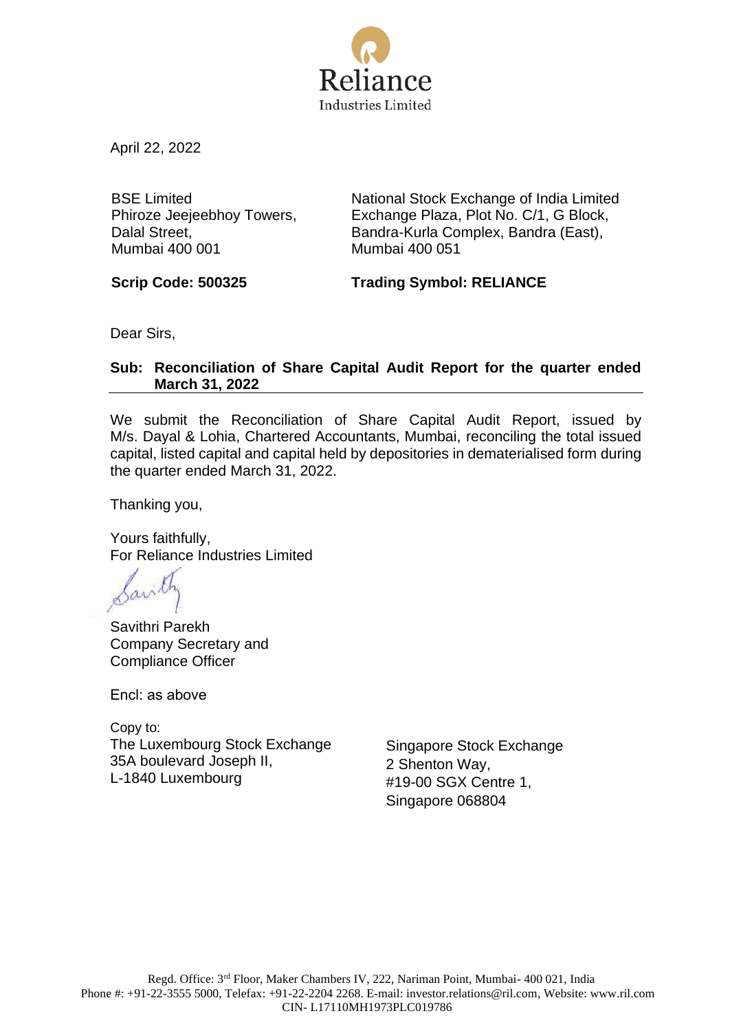Reliance
Industries Limited

April 22, 2022

| BSE Limited<br>Phiroze Jeejeebhoy Towers,<br>Dalal Street,<br>Mumbai 400 001 | National Stock Exchange of India Limited<br>Exchange Plaza, Plot No. C/1, G Block,<br>Bandra-Kurla Complex, Bandra (East),<br>Mumbai 400 051 |
|---|---|
| **Scrip Code: 500325** | **Trading Symbol: RELIANCE** |

Dear Sirs,

**Sub: Reconciliation of Share Capital Audit Report for the quarter ended March 31, 2022**

We submit the Reconciliation of Share Capital Audit Report, issued by M/s. Dayal & Lohia, Chartered Accountants, Mumbai, reconciling the total issued capital, listed capital and capital held by depositories in dematerialised form during the quarter ended March 31, 2022.

Thanking you,

Yours faithfully,
For Reliance Industries Limited

Savithri Parekh
Company Secretary and
Compliance Officer

Encl: as above

Copy to:

| The Luxembourg Stock Exchange<br>35A boulevard Joseph II,<br>L-1840 Luxembourg | Singapore Stock Exchange<br>2 Shenton Way,<br>#19-00 SGX Centre 1,<br>Singapore 068804 |
|---|---|

Regd. Office: 3rd Floor, Maker Chambers IV, 222, Nariman Point, Mumbai- 400 021, India
Phone #: +91-22-3555 5000, Telefax: +91-22-2204 2268. E-mail: investor.relations@ril.com, Website: www.ril.com
CIN- L17110MH1973PLC019786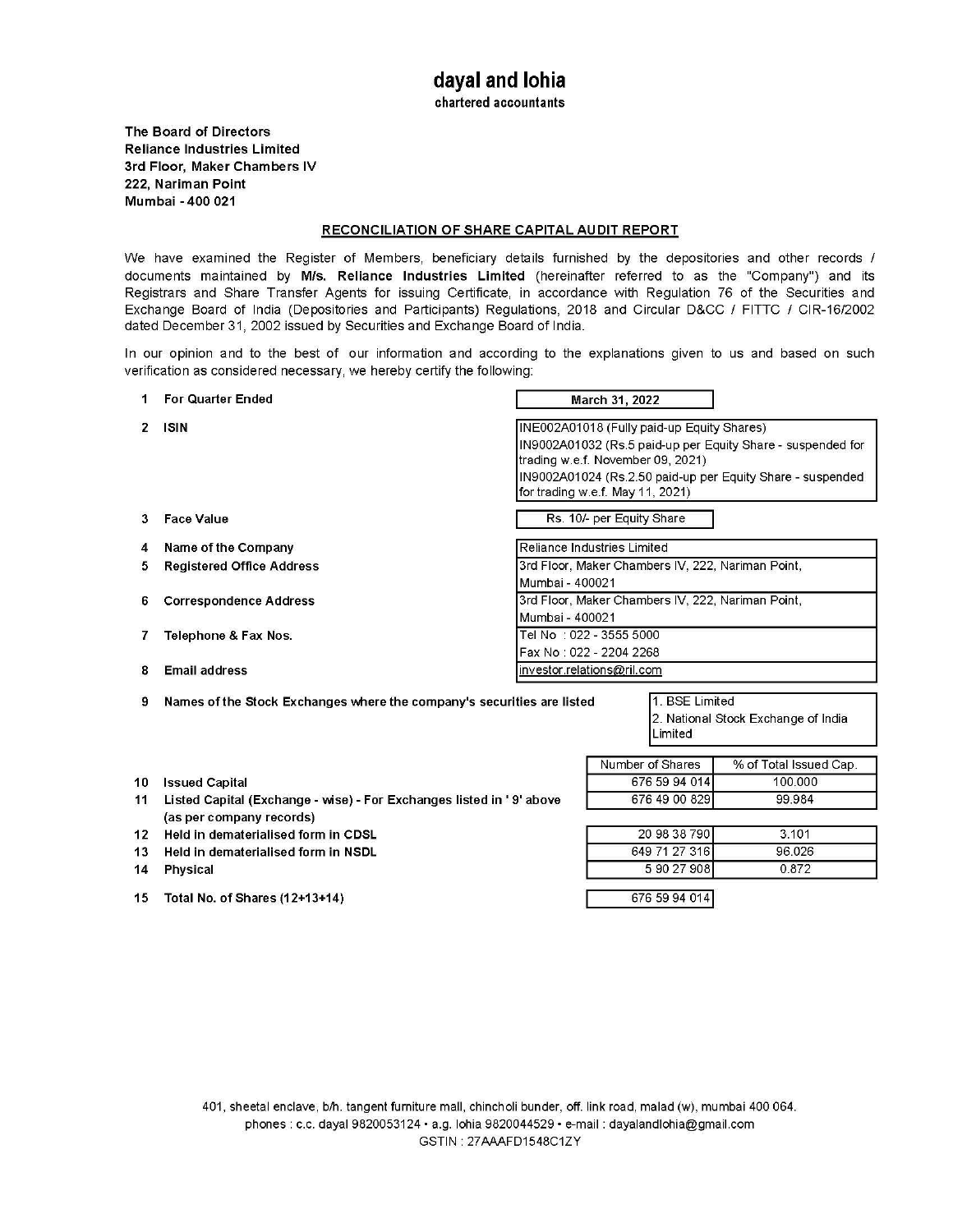# dayal and lohia

chartered accountants

**The Board of Directors**
**Reliance Industries Limited**
**3rd Floor, Maker Chambers IV**
**222, Nariman Point**
**Mumbai - 400 021**

## RECONCILIATION OF SHARE CAPITAL AUDIT REPORT

We have examined the Register of Members, beneficiary details furnished by the depositories and other records / documents maintained by **M/s. Reliance Industries Limited** (hereinafter referred to as the "Company") and its Registrars and Share Transfer Agents for issuing Certificate, in accordance with Regulation 76 of the Securities and Exchange Board of India (Depositories and Participants) Regulations, 2018 and Circular D&CC / FITTC / CIR-16/2002 dated December 31, 2002 issued by Securities and Exchange Board of India.

In our opinion and to the best of our information and according to the explanations given to us and based on such verification as considered necessary, we hereby certify the following:

| | | |
|---|---|---|
| 1 | **For Quarter Ended** | **March 31, 2022** |
| 2 | **ISIN** | INE002A01018 (Fully paid-up Equity Shares)<br>IN9002A01032 (Rs.5 paid-up per Equity Share - suspended for trading w.e.f. November 09, 2021)<br>IN9002A01024 (Rs.2.50 paid-up per Equity Share - suspended for trading w.e.f. May 11, 2021) |
| 3 | **Face Value** | Rs. 10/- per Equity Share |
| 4 | **Name of the Company** | Reliance Industries Limited |
| 5 | **Registered Office Address** | 3rd Floor, Maker Chambers IV, 222, Nariman Point, Mumbai - 400021 |
| 6 | **Correspondence Address** | 3rd Floor, Maker Chambers IV, 222, Nariman Point, Mumbai - 400021 |
| 7 | **Telephone & Fax Nos.** | Tel No : 022 - 3555 5000<br>Fax No : 022 - 2204 2268 |
| 8 | **Email address** | investor.relations@ril.com |
| 9 | **Names of the Stock Exchanges where the company's securities are listed** | 1. BSE Limited<br>2. National Stock Exchange of India Limited |

| | | Number of Shares | % of Total Issued Cap. |
|---|---|---|---|
| 10 | **Issued Capital** | 676 59 94 014 | 100.000 |
| 11 | **Listed Capital (Exchange - wise) - For Exchanges listed in ' 9' above (as per company records)** | 676 49 00 829 | 99.984 |
| 12 | **Held in dematerialised form in CDSL** | 20 98 38 790 | 3.101 |
| 13 | **Held in dematerialised form in NSDL** | 649 71 27 316 | 96.026 |
| 14 | **Physical** | 5 90 27 908 | 0.872 |
| 15 | **Total No. of Shares (12+13+14)** | 676 59 94 014 | |

401, sheetal enclave, b/h. tangent furniture mall, chincholi bunder, off. link road, malad (w), mumbai 400 064.
phones : c.c. dayal 9820053124 • a.g. lohia 9820044529 • e-mail : dayalandlohia@gmail.com
GSTIN : 27AAAFD1548C1ZY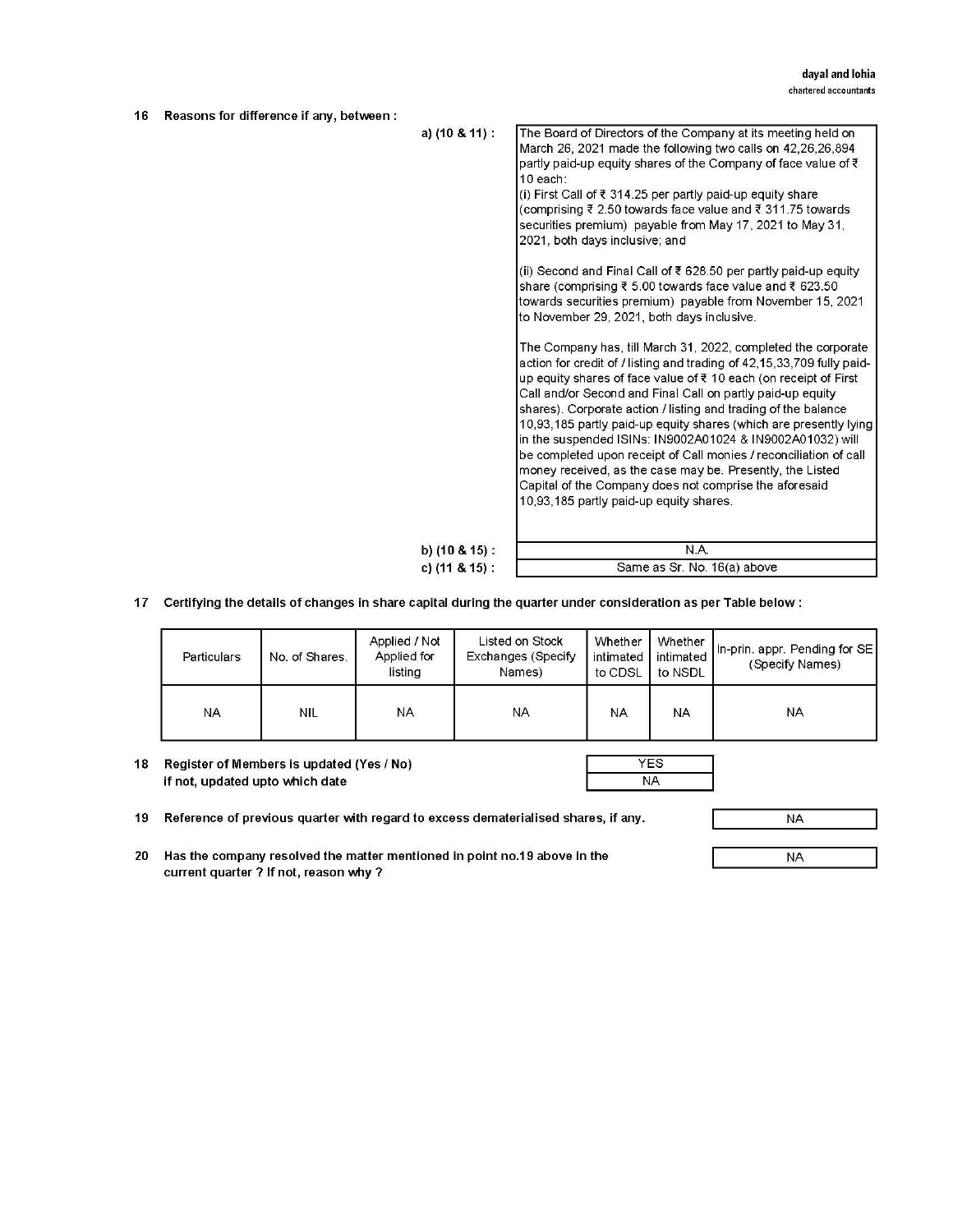**16 Reasons for difference if any, between :**

**a) (10 & 11) :**

The Board of Directors of the Company at its meeting held on March 26, 2021 made the following two calls on 42,26,26,894 partly paid-up equity shares of the Company of face value of ₹ 10 each:
(i) First Call of ₹ 314.25 per partly paid-up equity share (comprising ₹ 2.50 towards face value and ₹ 311.75 towards securities premium) payable from May 17, 2021 to May 31, 2021, both days inclusive; and

(ii) Second and Final Call of ₹ 628.50 per partly paid-up equity share (comprising ₹ 5.00 towards face value and ₹ 623.50 towards securities premium) payable from November 15, 2021 to November 29, 2021, both days inclusive.

The Company has, till March 31, 2022, completed the corporate action for credit of / listing and trading of 42,15,33,709 fully paid-up equity shares of face value of ₹ 10 each (on receipt of First Call and/or Second and Final Call on partly paid-up equity shares). Corporate action / listing and trading of the balance 10,93,185 partly paid-up equity shares (which are presently lying in the suspended ISINs: IN9002A01024 & IN9002A01032) will be completed upon receipt of Call monies / reconciliation of call money received, as the case may be. Presently, the Listed Capital of the Company does not comprise the aforesaid 10,93,185 partly paid-up equity shares.

**b) (10 & 15) :** N.A.

**c) (11 & 15) :** Same as Sr. No. 16(a) above

**17 Certifying the details of changes in share capital during the quarter under consideration as per Table below :**

| Particulars | No. of Shares. | Applied / Not Applied for listing | Listed on Stock Exchanges (Specify Names) | Whether intimated to CDSL | Whether intimated to NSDL | In-prin. appr. Pending for SE (Specify Names) |
|---|---|---|---|---|---|---|
| NA | NIL | NA | NA | NA | NA | NA |

**18 Register of Members is updated (Yes / No)** — YES
**if not, updated upto which date** — NA

**19 Reference of previous quarter with regard to excess dematerialised shares, if any.** — NA

**20 Has the company resolved the matter mentioned in point no.19 above in the current quarter ? If not, reason why ?** — NA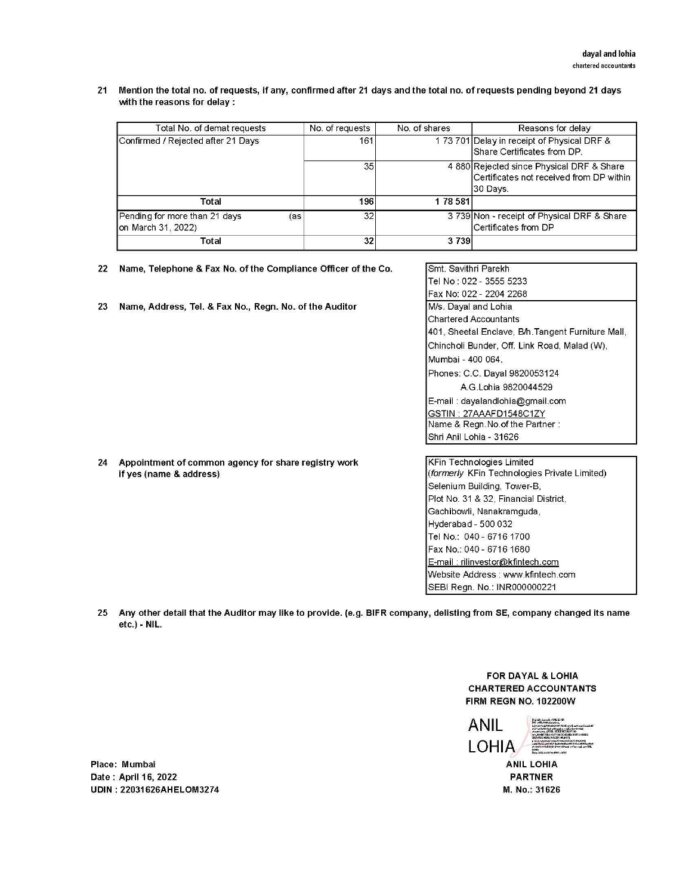21 **Mention the total no. of requests, if any, confirmed after 21 days and the total no. of requests pending beyond 21 days with the reasons for delay :**

| Total No. of demat requests | No. of requests | No. of shares | Reasons for delay |
|---|---|---|---|
| Confirmed / Rejected after 21 Days | 161 | 1 73 701 | Delay in receipt of Physical DRF & Share Certificates from DP. |
| | 35 | 4 880 | Rejected since Physical DRF & Share Certificates not received from DP within 30 Days. |
| **Total** | **196** | **1 78 581** | |
| Pending for more than 21 days (as on March 31, 2022) | 32 | 3 739 | Non - receipt of Physical DRF & Share Certificates from DP |
| **Total** | **32** | **3 739** | |

22 **Name, Telephone & Fax No. of the Compliance Officer of the Co.**

Smt. Savithri Parekh
Tel No : 022 - 3555 5233
Fax No: 022 - 2204 2268

23 **Name, Address, Tel. & Fax No., Regn. No. of the Auditor**

M/s. Dayal and Lohia
Chartered Accountants
401, Sheetal Enclave, B/h.Tangent Furniture Mall,
Chincholi Bunder, Off. Link Road, Malad (W),
Mumbai - 400 064.
Phones: C.C. Dayal 9820053124
A.G.Lohia 9820044529
E-mail : dayalandlohia@gmail.com
GSTIN : 27AAAFD1548C1ZY
Name & Regn.No.of the Partner :
Shri Anil Lohia - 31626

24 **Appointment of common agency for share registry work if yes (name & address)**

KFin Technologies Limited
(*formerly* KFin Technologies Private Limited)
Selenium Building, Tower-B,
Plot No. 31 & 32, Financial District,
Gachibowli, Nanakramguda,
Hyderabad - 500 032
Tel No.: 040 - 6716 1700
Fax No.: 040 - 6716 1680
E-mail : rilinvestor@kfintech.com
Website Address : www.kfintech.com
SEBI Regn. No.: INR000000221

25 **Any other detail that the Auditor may like to provide. (e.g. BIFR company, delisting from SE, company changed its name etc.) - NIL.**

**FOR DAYAL & LOHIA**
**CHARTERED ACCOUNTANTS**
**FIRM REGN NO. 102200W**

ANIL LOHIA

**ANIL LOHIA**
**PARTNER**
**M. No.: 31626**

**Place: Mumbai**
**Date : April 16, 2022**
**UDIN : 22031626AHELOM3274**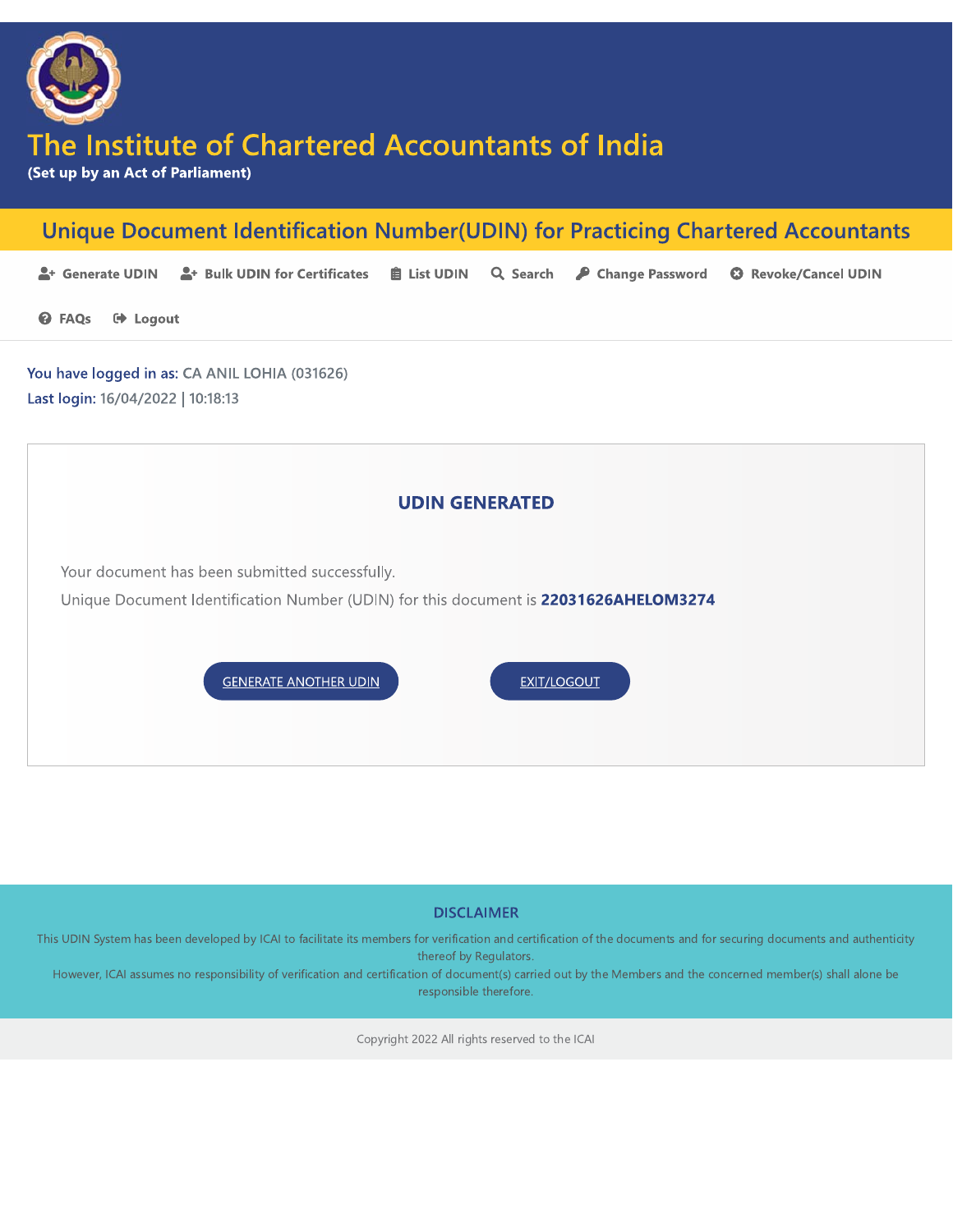# The Institute of Chartered Accountants of India

**(Set up by an Act of Parliament)**

## Unique Document Identification Number(UDIN) for Practicing Chartered Accountants

Generate UDIN | Bulk UDIN for Certificates | List UDIN | Search | Change Password | Revoke/Cancel UDIN | FAQs | Logout

**You have logged in as:** CA ANIL LOHIA (031626)

**Last login:** 16/04/2022 | 10:18:13

### UDIN GENERATED

Your document has been submitted successfully.

Unique Document Identification Number (UDIN) for this document is **22031626AHELOM3274**

GENERATE ANOTHER UDIN | EXIT/LOGOUT

### DISCLAIMER

This UDIN System has been developed by ICAI to facilitate its members for verification and certification of the documents and for securing documents and authenticity thereof by Regulators.

However, ICAI assumes no responsibility of verification and certification of document(s) carried out by the Members and the concerned member(s) shall alone be responsible therefore.

Copyright 2022 All rights reserved to the ICAI